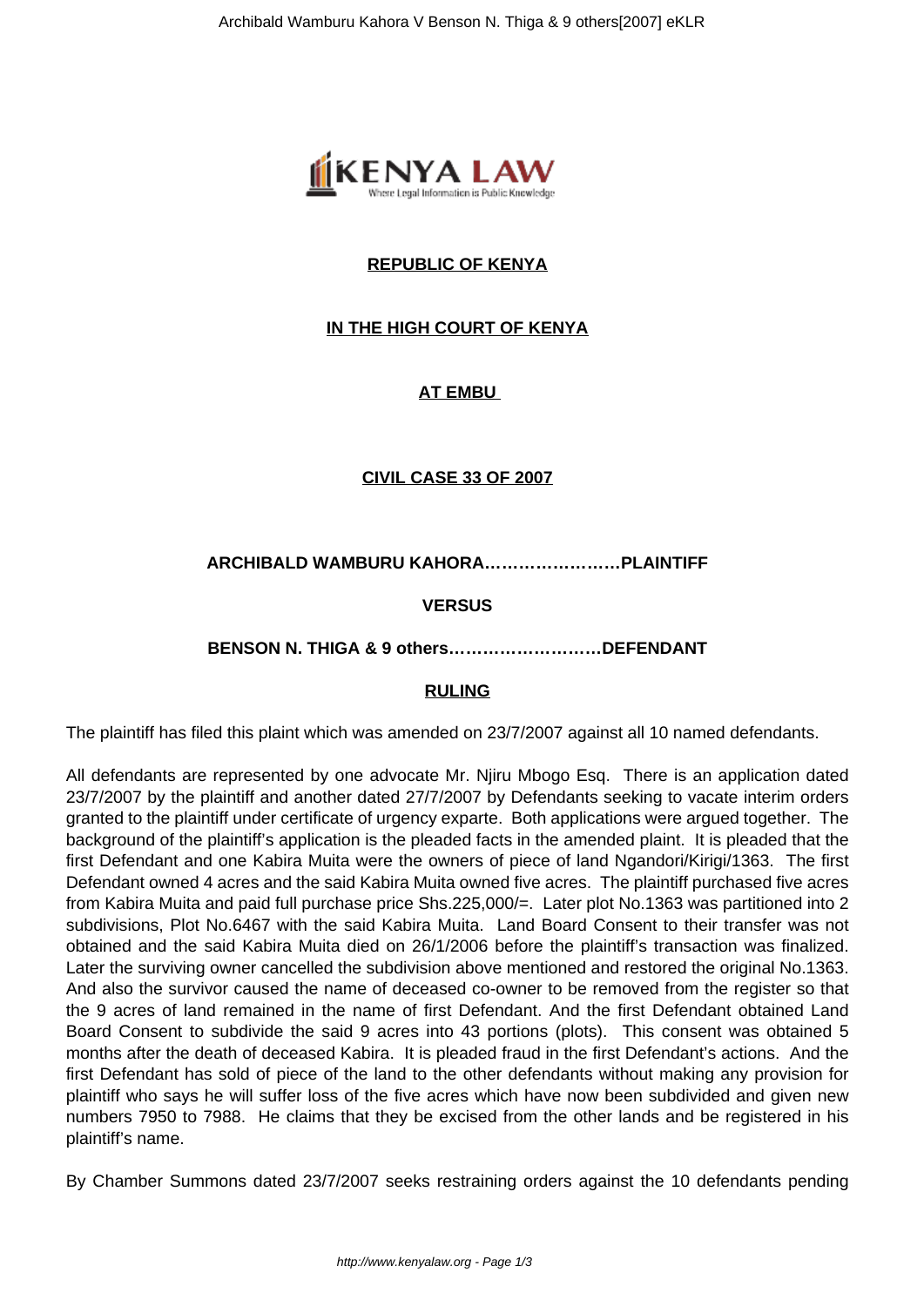**REPUBLIC OF KENYA**

**IN THE HIGH COURT OF KENYA**

**AT EMBU**

**CIVIL CASE 33 OF 2007**

**ARCHIBALD WAMBURU KAHORA……………………PLAINTIFF**

**VERSUS**

**BENSON N. THIGA & 9 others………………………DEFENDANT**

**RULING**

The plaintiff has filed this plaint which was amended on 23/7/2007 against all 10 named defendants.

All defendants are represented by one advocate Mr. Njiru Mbogo Esq. There is an application dated 23/7/2007 by the plaintiff and another dated 27/7/2007 by Defendants seeking to vacate interim orders granted to the plaintiff under certificate of urgency exparte. Both applications were argued together. The background of the plaintiff's application is the pleaded facts in the amended plaint. It is pleaded that the first Defendant and one Kabira Muita were the owners of piece of land Ngandori/Kirigi/1363. The first Defendant owned 4 acres and the said Kabira Muita owned five acres. The plaintiff purchased five acres from Kabira Muita and paid full purchase price Shs.225,000/=. Later plot No.1363 was partitioned into 2 subdivisions, Plot No.6467 with the said Kabira Muita. Land Board Consent to their transfer was not obtained and the said Kabira Muita died on 26/1/2006 before the plaintiff's transaction was finalized. Later the surviving owner cancelled the subdivision above mentioned and restored the original No.1363. And also the survivor caused the name of deceased co-owner to be removed from the register so that the 9 acres of land remained in the name of first Defendant. And the first Defendant obtained Land Board Consent to subdivide the said 9 acres into 43 portions (plots). This consent was obtained 5 months after the death of deceased Kabira. It is pleaded fraud in the first Defendant's actions. And the first Defendant has sold of piece of the land to the other defendants without making any provision for plaintiff who says he will suffer loss of the five acres which have now been subdivided and given new numbers 7950 to 7988. He claims that they be excised from the other lands and be registered in his plaintiff's name.

By Chamber Summons dated 23/7/2007 seeks restraining orders against the 10 defendants pending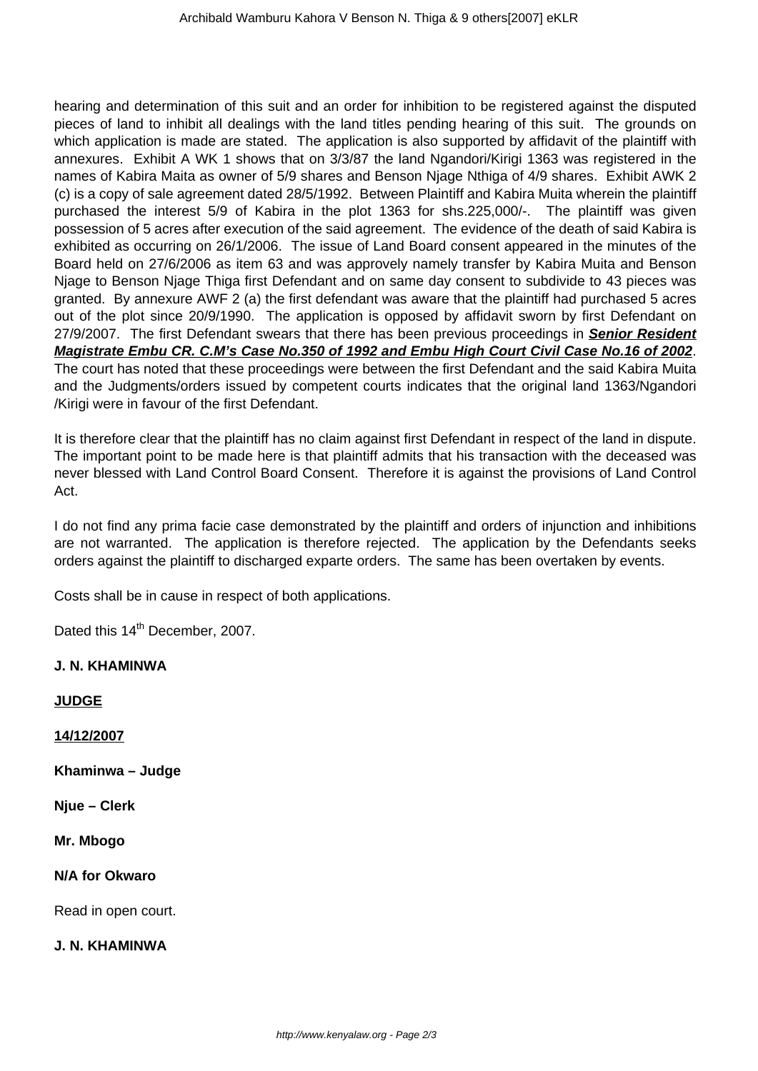hearing and determination of this suit and an order for inhibition to be registered against the disputed pieces of land to inhibit all dealings with the land titles pending hearing of this suit. The grounds on which application is made are stated. The application is also supported by affidavit of the plaintiff with annexures. Exhibit A WK 1 shows that on 3/3/87 the land Ngandori/Kirigi 1363 was registered in the names of Kabira Maita as owner of 5/9 shares and Benson Njage Nthiga of 4/9 shares. Exhibit AWK 2 (c) is a copy of sale agreement dated 28/5/1992. Between Plaintiff and Kabira Muita wherein the plaintiff purchased the interest 5/9 of Kabira in the plot 1363 for shs.225,000/-. The plaintiff was given possession of 5 acres after execution of the said agreement. The evidence of the death of said Kabira is exhibited as occurring on 26/1/2006. The issue of Land Board consent appeared in the minutes of the Board held on 27/6/2006 as item 63 and was approvely namely transfer by Kabira Muita and Benson Njage to Benson Njage Thiga first Defendant and on same day consent to subdivide to 43 pieces was granted. By annexure AWF 2 (a) the first defendant was aware that the plaintiff had purchased 5 acres out of the plot since 20/9/1990. The application is opposed by affidavit sworn by first Defendant on 27/9/2007. The first Defendant swears that there has been previous proceedings in ***Senior Resident Magistrate Embu CR. C.M's Case No.350 of 1992 and Embu High Court Civil Case No.16 of 2002***. The court has noted that these proceedings were between the first Defendant and the said Kabira Muita and the Judgments/orders issued by competent courts indicates that the original land 1363/Ngandori /Kirigi were in favour of the first Defendant.

It is therefore clear that the plaintiff has no claim against first Defendant in respect of the land in dispute. The important point to be made here is that plaintiff admits that his transaction with the deceased was never blessed with Land Control Board Consent. Therefore it is against the provisions of Land Control Act.

I do not find any prima facie case demonstrated by the plaintiff and orders of injunction and inhibitions are not warranted. The application is therefore rejected. The application by the Defendants seeks orders against the plaintiff to discharged exparte orders. The same has been overtaken by events.

Costs shall be in cause in respect of both applications.

Dated this 14th December, 2007.

**J. N. KHAMINWA**

**JUDGE**

**14/12/2007**

**Khaminwa – Judge**

**Njue – Clerk**

**Mr. Mbogo**

**N/A for Okwaro**

Read in open court.

**J. N. KHAMINWA**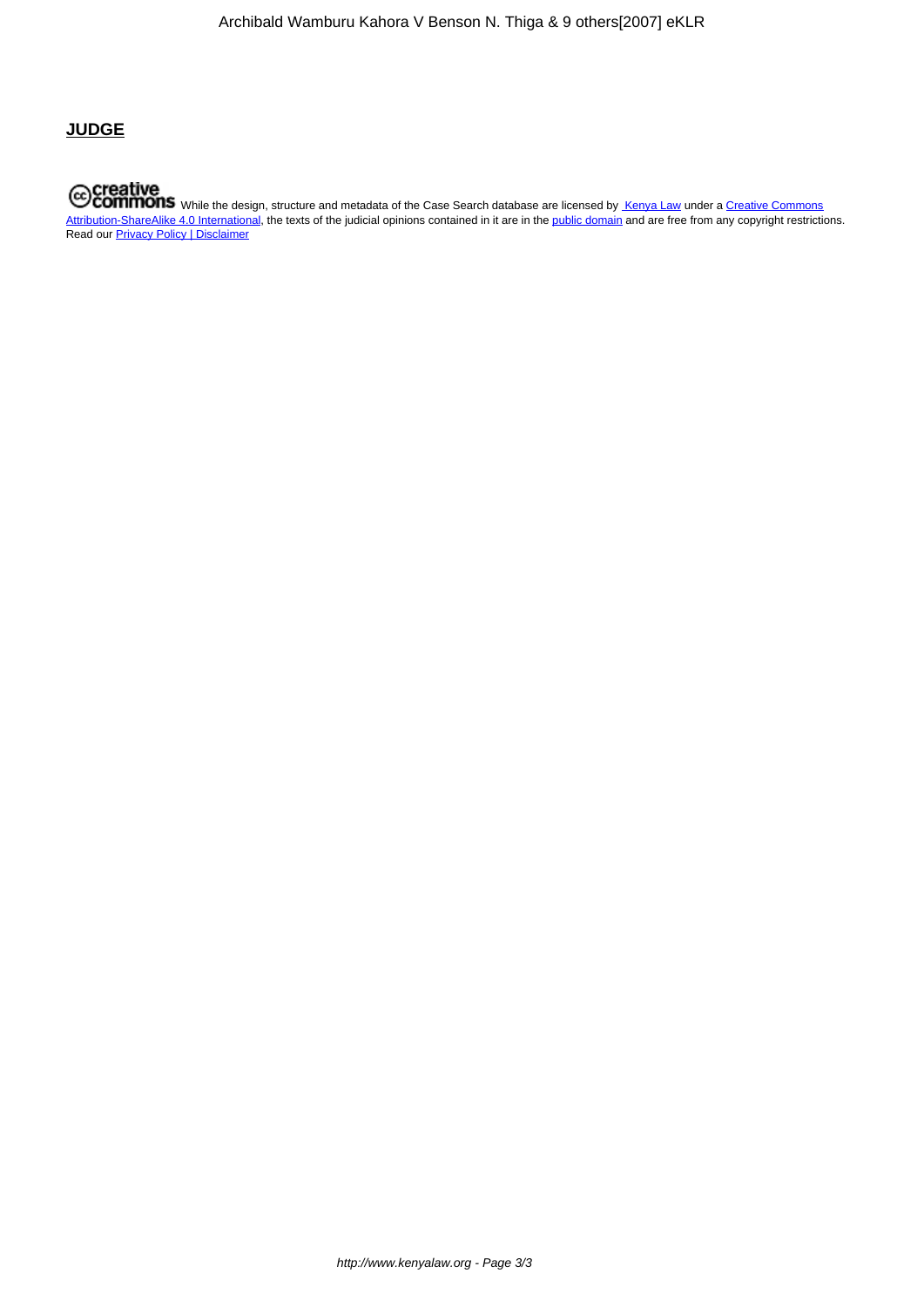**JUDGE**

While the design, structure and metadata of the Case Search database are licensed by [Kenya Law](http://www.kenyalaw.org) under a [Creative Commons Attribution-ShareAlike 4.0 International](https://creativecommons.org/licenses/by-sa/4.0/), the texts of the judicial opinions contained in it are in the [public domain](https://creativecommons.org/publicdomain/mark/1.0/) and are free from any copyright restrictions. Read our [Privacy Policy | Disclaimer](http://www.kenyalaw.org)